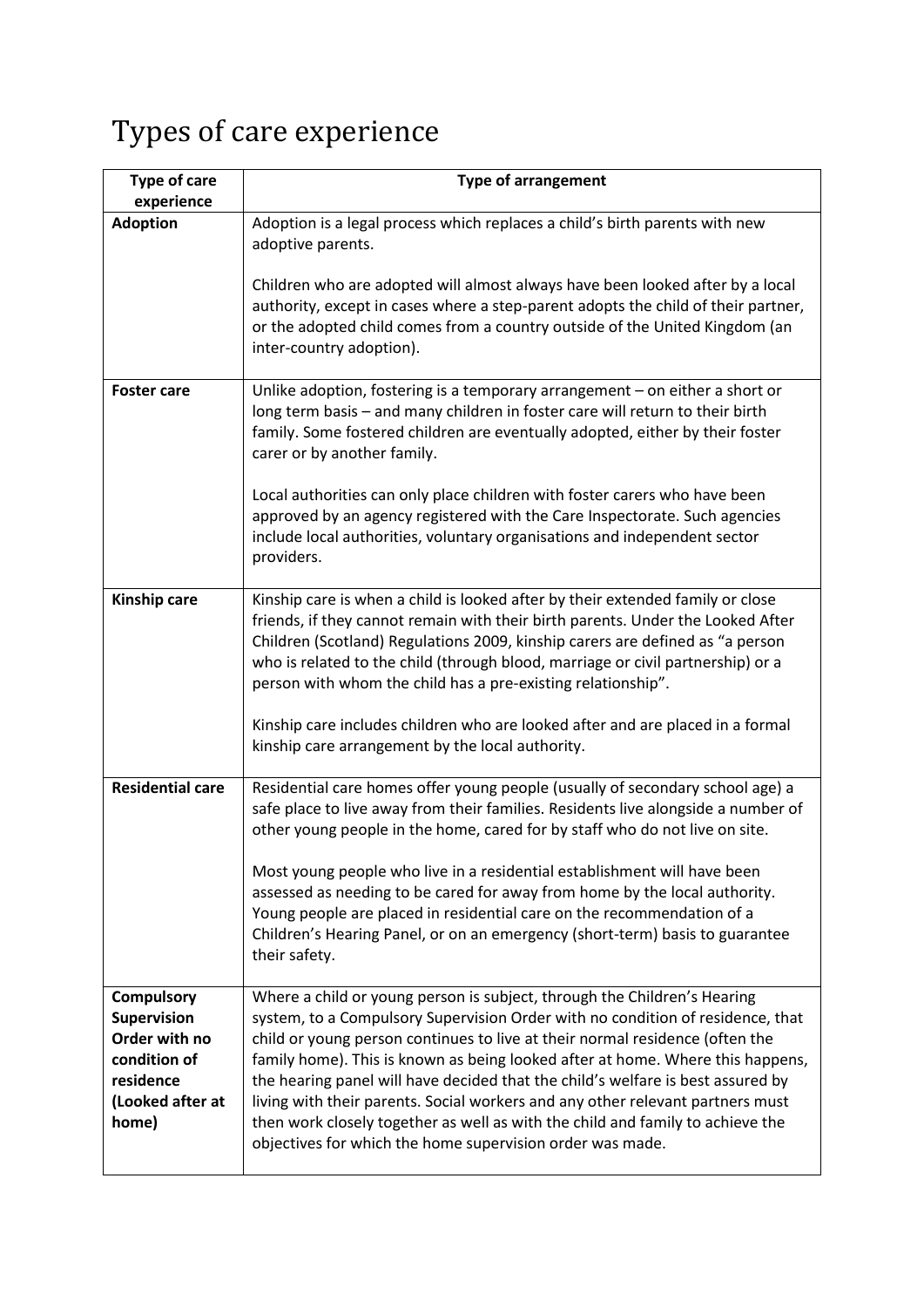# Types of care experience

| Type of care experience | Type of arrangement |
|---|---|
| **Adoption** | Adoption is a legal process which replaces a child's birth parents with new adoptive parents.<br><br>Children who are adopted will almost always have been looked after by a local authority, except in cases where a step-parent adopts the child of their partner, or the adopted child comes from a country outside of the United Kingdom (an inter-country adoption). |
| **Foster care** | Unlike adoption, fostering is a temporary arrangement – on either a short or long term basis – and many children in foster care will return to their birth family. Some fostered children are eventually adopted, either by their foster carer or by another family.<br><br>Local authorities can only place children with foster carers who have been approved by an agency registered with the Care Inspectorate. Such agencies include local authorities, voluntary organisations and independent sector providers. |
| **Kinship care** | Kinship care is when a child is looked after by their extended family or close friends, if they cannot remain with their birth parents. Under the Looked After Children (Scotland) Regulations 2009, kinship carers are defined as "a person who is related to the child (through blood, marriage or civil partnership) or a person with whom the child has a pre-existing relationship".<br><br>Kinship care includes children who are looked after and are placed in a formal kinship care arrangement by the local authority. |
| **Residential care** | Residential care homes offer young people (usually of secondary school age) a safe place to live away from their families. Residents live alongside a number of other young people in the home, cared for by staff who do not live on site.<br><br>Most young people who live in a residential establishment will have been assessed as needing to be cared for away from home by the local authority. Young people are placed in residential care on the recommendation of a Children's Hearing Panel, or on an emergency (short-term) basis to guarantee their safety. |
| **Compulsory Supervision Order with no condition of residence (Looked after at home)** | Where a child or young person is subject, through the Children's Hearing system, to a Compulsory Supervision Order with no condition of residence, that child or young person continues to live at their normal residence (often the family home). This is known as being looked after at home. Where this happens, the hearing panel will have decided that the child's welfare is best assured by living with their parents. Social workers and any other relevant partners must then work closely together as well as with the child and family to achieve the objectives for which the home supervision order was made. |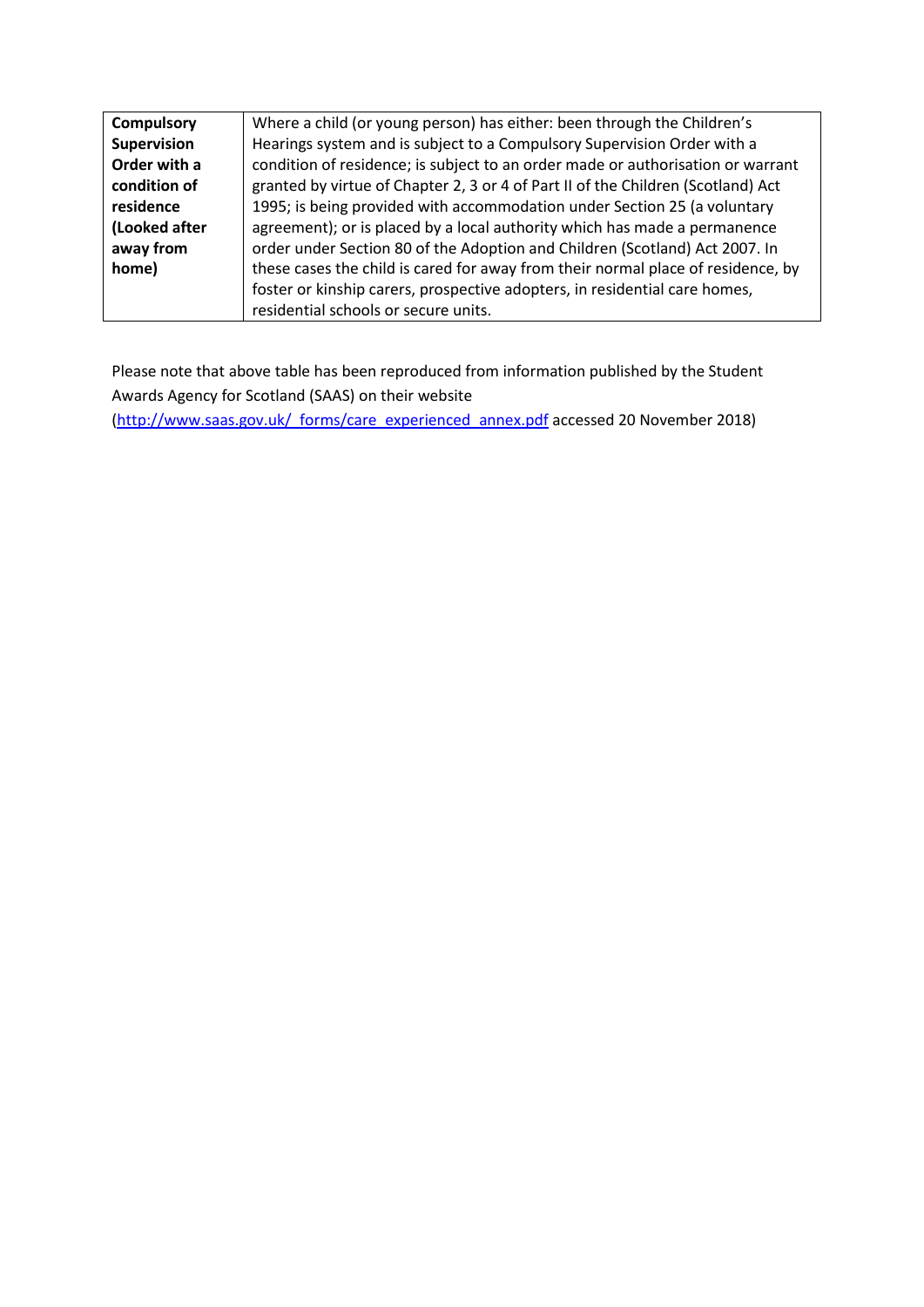| | |
|---|---|
| **Compulsory Supervision Order with a condition of residence (Looked after away from home)** | Where a child (or young person) has either: been through the Children's Hearings system and is subject to a Compulsory Supervision Order with a condition of residence; is subject to an order made or authorisation or warrant granted by virtue of Chapter 2, 3 or 4 of Part II of the Children (Scotland) Act 1995; is being provided with accommodation under Section 25 (a voluntary agreement); or is placed by a local authority which has made a permanence order under Section 80 of the Adoption and Children (Scotland) Act 2007. In these cases the child is cared for away from their normal place of residence, by foster or kinship carers, prospective adopters, in residential care homes, residential schools or secure units. |

Please note that above table has been reproduced from information published by the Student Awards Agency for Scotland (SAAS) on their website (http://www.saas.gov.uk/_forms/care_experienced_annex.pdf accessed 20 November 2018)